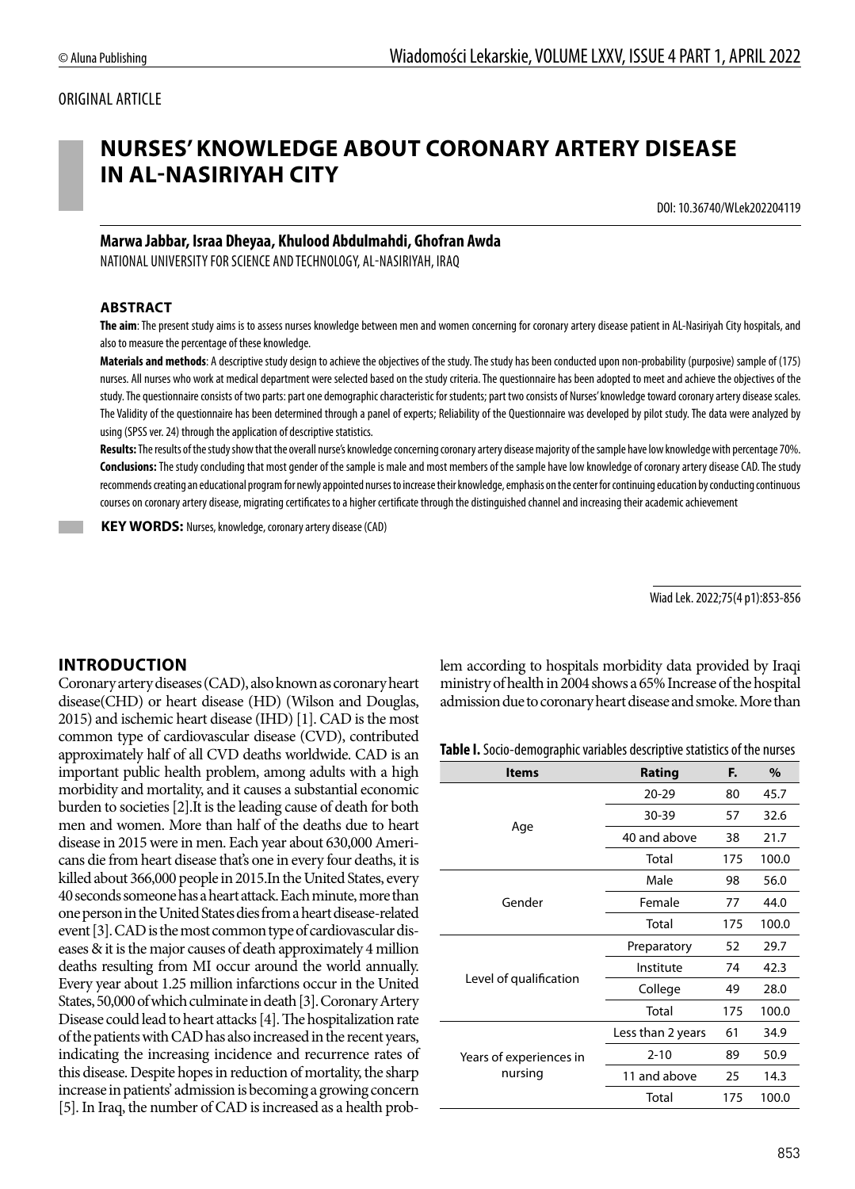ORIGINAL ARTICLE

# NURSES' KNOWLEDGE ABOUT CORONARY ARTERY DISEASE IN AL-NASIRIYAH CITY

DOI: 10.36740/WLek202204119

**Marwa Jabbar, Israa Dheyaa, Khulood Abdulmahdi, Ghofran Awda**

NATIONAL UNIVERSITY FOR SCIENCE AND TECHNOLOGY, AL-NASIRIYAH, IRAQ

### ABSTRACT

**The aim**: The present study aims is to assess nurses knowledge between men and women concerning for coronary artery disease patient in AL-Nasiriyah City hospitals, and also to measure the percentage of these knowledge.

**Materials and methods**: A descriptive study design to achieve the objectives of the study. The study has been conducted upon non-probability (purposive) sample of (175) nurses. All nurses who work at medical department were selected based on the study criteria. The questionnaire has been adopted to meet and achieve the objectives of the study. The questionnaire consists of two parts: part one demographic characteristic for students; part two consists of Nurses' knowledge toward coronary artery disease scales. The Validity of the questionnaire has been determined through a panel of experts; Reliability of the Questionnaire was developed by pilot study. The data were analyzed by using (SPSS ver. 24) through the application of descriptive statistics.

**Results:** The results of the study show that the overall nurse's knowledge concerning coronary artery disease majority of the sample have low knowledge with percentage 70%.

**Conclusions:** The study concluding that most gender of the sample is male and most members of the sample have low knowledge of coronary artery disease CAD. The study recommends creating an educational program for newly appointed nurses to increase their knowledge, emphasis on the center for continuing education by conducting continuous courses on coronary artery disease, migrating certificates to a higher certificate through the distinguished channel and increasing their academic achievement

**KEY WORDS:** Nurses, knowledge, coronary artery disease (CAD)

Wiad Lek. 2022;75(4 p1):853-856

## INTRODUCTION

Coronary artery diseases (CAD), also known as coronary heart disease(CHD) or heart disease (HD) (Wilson and Douglas, 2015) and ischemic heart disease (IHD) [1]. CAD is the most common type of cardiovascular disease (CVD), contributed approximately half of all CVD deaths worldwide. CAD is an important public health problem, among adults with a high morbidity and mortality, and it causes a substantial economic burden to societies [2].It is the leading cause of death for both men and women. More than half of the deaths due to heart disease in 2015 were in men. Each year about 630,000 Americans die from heart disease that's one in every four deaths, it is killed about 366,000 people in 2015.In the United States, every 40 seconds someone has a heart attack. Each minute, more than one person in the United States dies from a heart disease-related event [3]. CAD is the most common type of cardiovascular diseases & it is the major causes of death approximately 4 million deaths resulting from MI occur around the world annually. Every year about 1.25 million infarctions occur in the United States, 50,000 of which culminate in death [3]. Coronary Artery Disease could lead to heart attacks [4]. The hospitalization rate of the patients with CAD has also increased in the recent years, indicating the increasing incidence and recurrence rates of this disease. Despite hopes in reduction of mortality, the sharp increase in patients' admission is becoming a growing concern [5]. In Iraq, the number of CAD is increased as a health problem according to hospitals morbidity data provided by Iraqi ministry of health in 2004 shows a 65% Increase of the hospital admission due to coronary heart disease and smoke. More than

**Table I.** Socio-demographic variables descriptive statistics of the nurses

| Items | Rating | F. | % |
|---|---|---|---|
| Age | 20-29 | 80 | 45.7 |
| | 30-39 | 57 | 32.6 |
| | 40 and above | 38 | 21.7 |
| | Total | 175 | 100.0 |
| Gender | Male | 98 | 56.0 |
| | Female | 77 | 44.0 |
| | Total | 175 | 100.0 |
| Level of qualification | Preparatory | 52 | 29.7 |
| | Institute | 74 | 42.3 |
| | College | 49 | 28.0 |
| | Total | 175 | 100.0 |
| Years of experiences in nursing | Less than 2 years | 61 | 34.9 |
| | 2-10 | 89 | 50.9 |
| | 11 and above | 25 | 14.3 |
| | Total | 175 | 100.0 |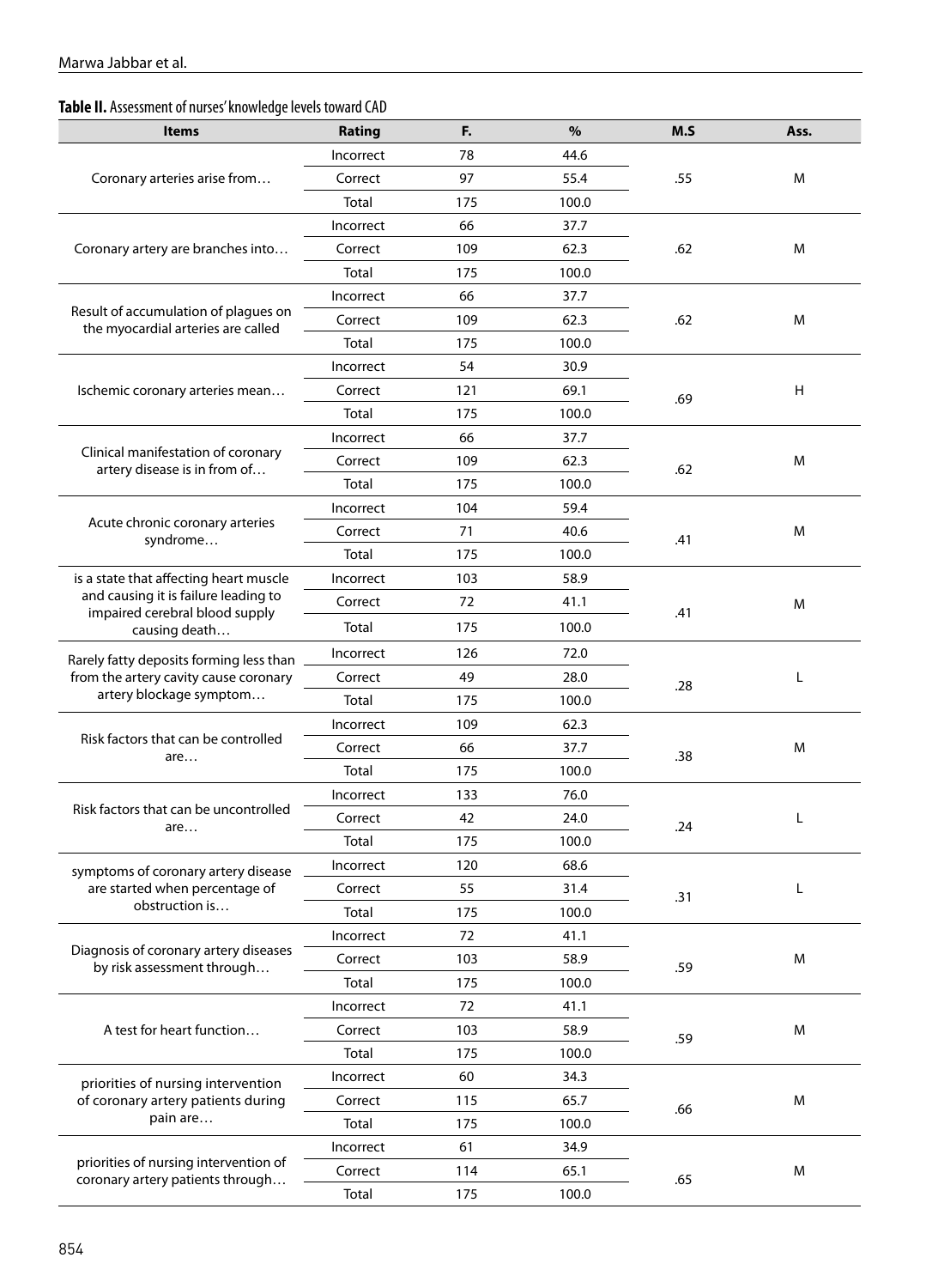**Table II.** Assessment of nurses' knowledge levels toward CAD

| Items | Rating | F. | % | M.S | Ass. |
|---|---|---|---|---|---|
| Coronary arteries arise from… | Incorrect | 78 | 44.6 | .55 | M |
| | Correct | 97 | 55.4 | | |
| | Total | 175 | 100.0 | | |
| Coronary artery are branches into… | Incorrect | 66 | 37.7 | .62 | M |
| | Correct | 109 | 62.3 | | |
| | Total | 175 | 100.0 | | |
| Result of accumulation of plagues on the myocardial arteries are called | Incorrect | 66 | 37.7 | .62 | M |
| | Correct | 109 | 62.3 | | |
| | Total | 175 | 100.0 | | |
| Ischemic coronary arteries mean… | Incorrect | 54 | 30.9 | .69 | H |
| | Correct | 121 | 69.1 | | |
| | Total | 175 | 100.0 | | |
| Clinical manifestation of coronary artery disease is in from of… | Incorrect | 66 | 37.7 | .62 | M |
| | Correct | 109 | 62.3 | | |
| | Total | 175 | 100.0 | | |
| Acute chronic coronary arteries syndrome… | Incorrect | 104 | 59.4 | .41 | M |
| | Correct | 71 | 40.6 | | |
| | Total | 175 | 100.0 | | |
| is a state that affecting heart muscle and causing it is failure leading to impaired cerebral blood supply causing death… | Incorrect | 103 | 58.9 | .41 | M |
| | Correct | 72 | 41.1 | | |
| | Total | 175 | 100.0 | | |
| Rarely fatty deposits forming less than from the artery cavity cause coronary artery blockage symptom… | Incorrect | 126 | 72.0 | .28 | L |
| | Correct | 49 | 28.0 | | |
| | Total | 175 | 100.0 | | |
| Risk factors that can be controlled are… | Incorrect | 109 | 62.3 | .38 | M |
| | Correct | 66 | 37.7 | | |
| | Total | 175 | 100.0 | | |
| Risk factors that can be uncontrolled are… | Incorrect | 133 | 76.0 | .24 | L |
| | Correct | 42 | 24.0 | | |
| | Total | 175 | 100.0 | | |
| symptoms of coronary artery disease are started when percentage of obstruction is… | Incorrect | 120 | 68.6 | .31 | L |
| | Correct | 55 | 31.4 | | |
| | Total | 175 | 100.0 | | |
| Diagnosis of coronary artery diseases by risk assessment through… | Incorrect | 72 | 41.1 | .59 | M |
| | Correct | 103 | 58.9 | | |
| | Total | 175 | 100.0 | | |
| A test for heart function… | Incorrect | 72 | 41.1 | .59 | M |
| | Correct | 103 | 58.9 | | |
| | Total | 175 | 100.0 | | |
| priorities of nursing intervention of coronary artery patients during pain are… | Incorrect | 60 | 34.3 | .66 | M |
| | Correct | 115 | 65.7 | | |
| | Total | 175 | 100.0 | | |
| priorities of nursing intervention of coronary artery patients through… | Incorrect | 61 | 34.9 | .65 | M |
| | Correct | 114 | 65.1 | | |
| | Total | 175 | 100.0 | | |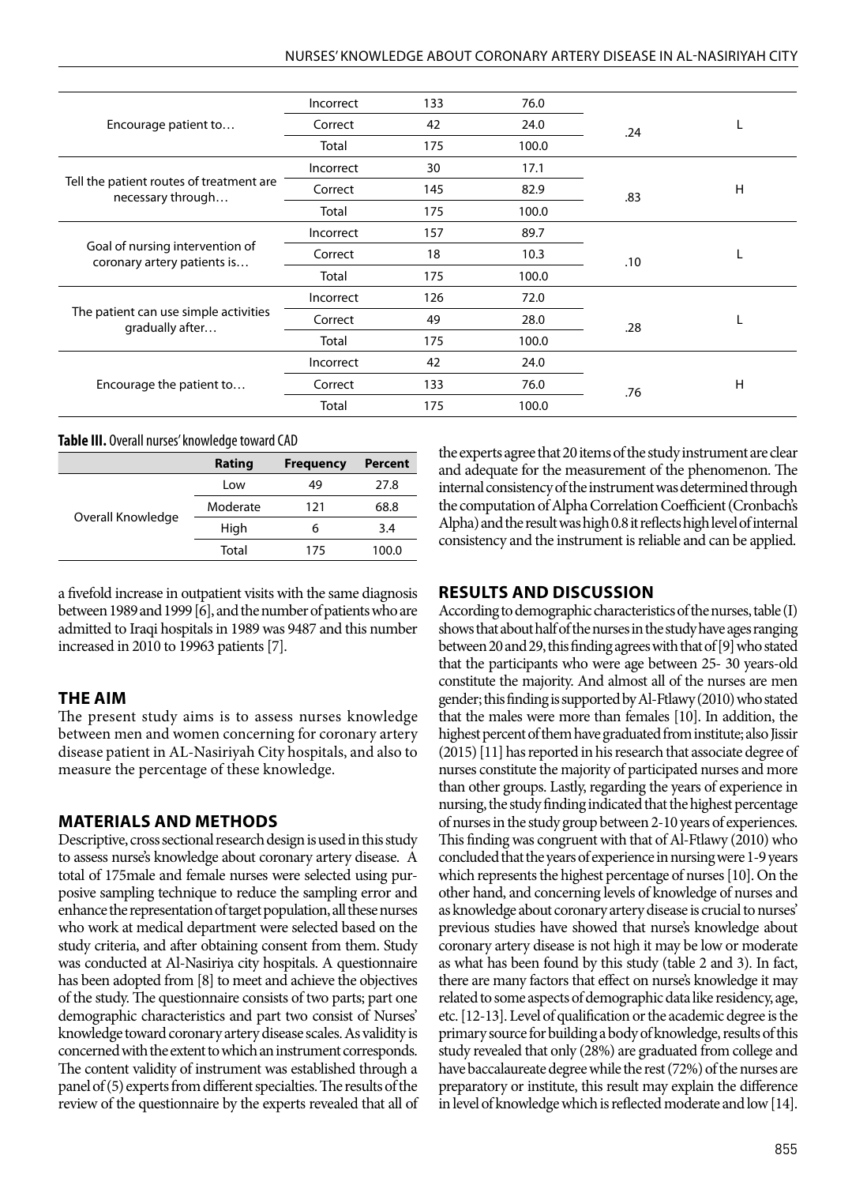| | | | | | |
|---|---|---|---|---|---|
| Encourage patient to… | Incorrect | 133 | 76.0 | .24 | L |
| | Correct | 42 | 24.0 | | |
| | Total | 175 | 100.0 | | |
| Tell the patient routes of treatment are necessary through… | Incorrect | 30 | 17.1 | .83 | H |
| | Correct | 145 | 82.9 | | |
| | Total | 175 | 100.0 | | |
| Goal of nursing intervention of coronary artery patients is… | Incorrect | 157 | 89.7 | .10 | L |
| | Correct | 18 | 10.3 | | |
| | Total | 175 | 100.0 | | |
| The patient can use simple activities gradually after… | Incorrect | 126 | 72.0 | .28 | L |
| | Correct | 49 | 28.0 | | |
| | Total | 175 | 100.0 | | |
| Encourage the patient to… | Incorrect | 42 | 24.0 | .76 | H |
| | Correct | 133 | 76.0 | | |
| | Total | 175 | 100.0 | | |

**Table III.** Overall nurses' knowledge toward CAD

| | Rating | Frequency | Percent |
|---|---|---|---|
| Overall Knowledge | Low | 49 | 27.8 |
| | Moderate | 121 | 68.8 |
| | High | 6 | 3.4 |
| | Total | 175 | 100.0 |

a fivefold increase in outpatient visits with the same diagnosis between 1989 and 1999 [6], and the number of patients who are admitted to Iraqi hospitals in 1989 was 9487 and this number increased in 2010 to 19963 patients [7].

## THE AIM

The present study aims is to assess nurses knowledge between men and women concerning for coronary artery disease patient in AL-Nasiriyah City hospitals, and also to measure the percentage of these knowledge.

## MATERIALS AND METHODS

Descriptive, cross sectional research design is used in this study to assess nurse's knowledge about coronary artery disease. A total of 175male and female nurses were selected using purposive sampling technique to reduce the sampling error and enhance the representation of target population, all these nurses who work at medical department were selected based on the study criteria, and after obtaining consent from them. Study was conducted at Al-Nasiriya city hospitals. A questionnaire has been adopted from [8] to meet and achieve the objectives of the study. The questionnaire consists of two parts; part one demographic characteristics and part two consist of Nurses' knowledge toward coronary artery disease scales. As validity is concerned with the extent to which an instrument corresponds. The content validity of instrument was established through a panel of (5) experts from different specialties. The results of the review of the questionnaire by the experts revealed that all of the experts agree that 20 items of the study instrument are clear and adequate for the measurement of the phenomenon. The internal consistency of the instrument was determined through the computation of Alpha Correlation Coefficient (Cronbach's Alpha) and the result was high 0.8 it reflects high level of internal consistency and the instrument is reliable and can be applied.

## RESULTS AND DISCUSSION

According to demographic characteristics of the nurses, table (I) shows that about half of the nurses in the study have ages ranging between 20 and 29, this finding agrees with that of [9] who stated that the participants who were age between 25- 30 years-old constitute the majority. And almost all of the nurses are men gender; this finding is supported by Al-Ftlawy (2010) who stated that the males were more than females [10]. In addition, the highest percent of them have graduated from institute; also Jissir (2015) [11] has reported in his research that associate degree of nurses constitute the majority of participated nurses and more than other groups. Lastly, regarding the years of experience in nursing, the study finding indicated that the highest percentage of nurses in the study group between 2-10 years of experiences. This finding was congruent with that of Al-Ftlawy (2010) who concluded that the years of experience in nursing were 1-9 years which represents the highest percentage of nurses [10]. On the other hand, and concerning levels of knowledge of nurses and as knowledge about coronary artery disease is crucial to nurses' previous studies have showed that nurse's knowledge about coronary artery disease is not high it may be low or moderate as what has been found by this study (table 2 and 3). In fact, there are many factors that effect on nurse's knowledge it may related to some aspects of demographic data like residency, age, etc. [12-13]. Level of qualification or the academic degree is the primary source for building a body of knowledge, results of this study revealed that only (28%) are graduated from college and have baccalaureate degree while the rest (72%) of the nurses are preparatory or institute, this result may explain the difference in level of knowledge which is reflected moderate and low [14].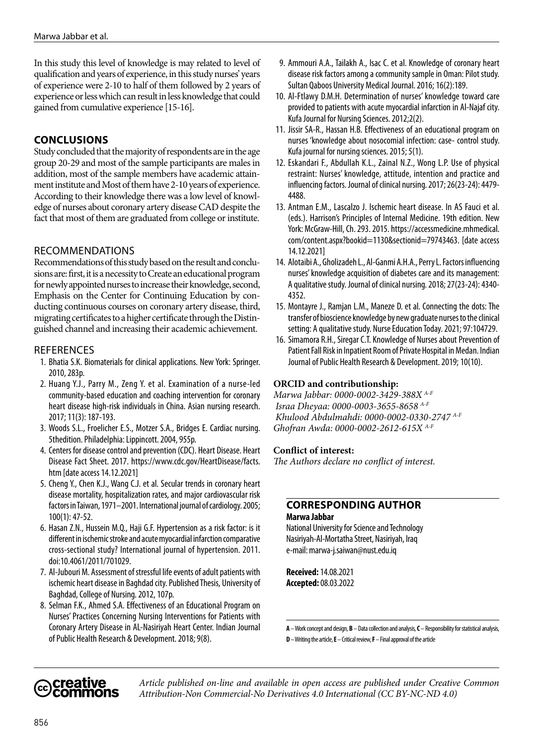In this study this level of knowledge is may related to level of qualification and years of experience, in this study nurses' years of experience were 2-10 to half of them followed by 2 years of experience or less which can result in less knowledge that could gained from cumulative experience [15-16].

## CONCLUSIONS

Study concluded that the majority of respondents are in the age group 20-29 and most of the sample participants are males in addition, most of the sample members have academic attainment institute and Most of them have 2-10 years of experience. According to their knowledge there was a low level of knowledge of nurses about coronary artery disease CAD despite the fact that most of them are graduated from college or institute.

## RECOMMENDATIONS

Recommendations of this study based on the result and conclusions are: first, it is a necessity to Create an educational program for newly appointed nurses to increase their knowledge, second, Emphasis on the Center for Continuing Education by conducting continuous courses on coronary artery disease, third, migrating certificates to a higher certificate through the Distinguished channel and increasing their academic achievement.

## REFERENCES

1. Bhatia S.K. Biomaterials for clinical applications. New York: Springer. 2010, 283p.
2. Huang Y.J., Parry M., Zeng Y. et al. Examination of a nurse-led community-based education and coaching intervention for coronary heart disease high-risk individuals in China. Asian nursing research. 2017; 11(3): 187-193.
3. Woods S.L., Froelicher E.S., Motzer S.A., Bridges E. Cardiac nursing. 5thedition. Philadelphia: Lippincott. 2004, 955p.
4. Centers for disease control and prevention (CDC). Heart Disease. Heart Disease Fact Sheet. 2017. https://www.cdc.gov/HeartDisease/facts.htm [date access 14.12.2021]
5. Cheng Y., Chen K.J., Wang C.J. et al. Secular trends in coronary heart disease mortality, hospitalization rates, and major cardiovascular risk factors in Taiwan, 1971–2001. International journal of cardiology. 2005; 100(1): 47-52.
6. Hasan Z.N., Hussein M.Q., Haji G.F. Hypertension as a risk factor: is it different in ischemic stroke and acute myocardial infarction comparative cross-sectional study? International journal of hypertension. 2011. doi:10.4061/2011/701029.
7. Al-Jubouri M. Assessment of stressful life events of adult patients with ischemic heart disease in Baghdad city. Published Thesis, University of Baghdad, College of Nursing. 2012, 107p.
8. Selman F.K., Ahmed S.A. Effectiveness of an Educational Program on Nurses' Practices Concerning Nursing Interventions for Patients with Coronary Artery Disease in AL-Nasiriyah Heart Center. Indian Journal of Public Health Research & Development. 2018; 9(8).
9. Ammouri A.A., Tailakh A., Isac C. et al. Knowledge of coronary heart disease risk factors among a community sample in Oman: Pilot study. Sultan Qaboos University Medical Journal. 2016; 16(2):189.
10. Al-Ftlawy D.M.H. Determination of nurses' knowledge toward care provided to patients with acute myocardial infarction in Al-Najaf city. Kufa Journal for Nursing Sciences. 2012;2(2).
11. Jissir SA-R., Hassan H.B. Effectiveness of an educational program on nurses 'knowledge about nosocomial infection: case- control study. Kufa journal for nursing sciences. 2015; 5(1).
12. Eskandari F., Abdullah K.L., Zainal N.Z., Wong L.P. Use of physical restraint: Nurses' knowledge, attitude, intention and practice and influencing factors. Journal of clinical nursing. 2017; 26(23-24): 4479-4488.
13. Antman E.M., Lascalzo J. Ischemic heart disease. In AS Fauci et al. (eds.). Harrison's Principles of Internal Medicine. 19th edition. New York: McGraw-Hill, Ch. 293. 2015. https://accessmedicine.mhmedical.com/content.aspx?bookid=1130&sectionid=79743463. [date access 14.12.2021]
14. Alotaibi A., Gholizadeh L., Al-Ganmi A.H.A., Perry L. Factors influencing nurses' knowledge acquisition of diabetes care and its management: A qualitative study. Journal of clinical nursing. 2018; 27(23-24): 4340-4352.
15. Montayre J., Ramjan L.M., Maneze D. et al. Connecting the dots: The transfer of bioscience knowledge by new graduate nurses to the clinical setting: A qualitative study. Nurse Education Today. 2021; 97:104729.
16. Simamora R.H., Siregar C.T. Knowledge of Nurses about Prevention of Patient Fall Risk in Inpatient Room of Private Hospital in Medan. Indian Journal of Public Health Research & Development. 2019; 10(10).

**ORCID and contributionship:**

*Marwa Jabbar: 0000-0002-3429-388X A-F*
*Israa Dheyaa: 0000-0003-3655-8658 A-F*
*Khulood Abdulmahdi: 0000-0002-0330-2747 A-F*
*Ghofran Awda: 0000-0002-2612-615X A-F*

**Conflict of interest:**

*The Authors declare no conflict of interest.*

## CORRESPONDING AUTHOR

**Marwa Jabbar**
National University for Science and Technology
Nasiriyah-Al-Mortatha Street, Nasiriyah, Iraq
e-mail: marwa-j.saiwan@nust.edu.iq

**Received:** 14.08.2021
**Accepted:** 08.03.2022

**A** – Work concept and design, **B** – Data collection and analysis, **C** – Responsibility for statistical analysis, **D** – Writing the article, **E** – Critical review, **F** – Final approval of the article

*Article published on-line and available in open access are published under Creative Common Attribution-Non Commercial-No Derivatives 4.0 International (CC BY-NC-ND 4.0)*